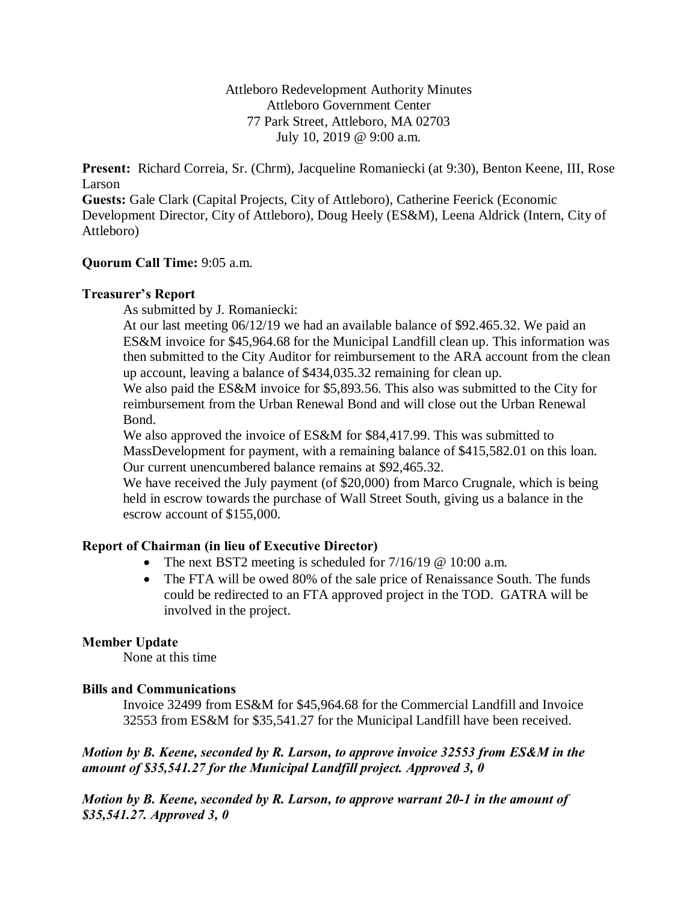Attleboro Redevelopment Authority Minutes
Attleboro Government Center
77 Park Street, Attleboro, MA 02703
July 10, 2019 @ 9:00 a.m.

**Present:** Richard Correia, Sr. (Chrm), Jacqueline Romaniecki (at 9:30), Benton Keene, III, Rose Larson
**Guests:** Gale Clark (Capital Projects, City of Attleboro), Catherine Feerick (Economic Development Director, City of Attleboro), Doug Heely (ES&M), Leena Aldrick (Intern, City of Attleboro)

**Quorum Call Time:** 9:05 a.m.

**Treasurer's Report**

As submitted by J. Romaniecki:

At our last meeting 06/12/19 we had an available balance of $92.465.32. We paid an ES&M invoice for $45,964.68 for the Municipal Landfill clean up. This information was then submitted to the City Auditor for reimbursement to the ARA account from the clean up account, leaving a balance of $434,035.32 remaining for clean up.

We also paid the ES&M invoice for $5,893.56. This also was submitted to the City for reimbursement from the Urban Renewal Bond and will close out the Urban Renewal Bond.

We also approved the invoice of ES&M for $84,417.99. This was submitted to MassDevelopment for payment, with a remaining balance of $415,582.01 on this loan.

Our current unencumbered balance remains at $92,465.32.

We have received the July payment (of $20,000) from Marco Crugnale, which is being held in escrow towards the purchase of Wall Street South, giving us a balance in the escrow account of $155,000.

**Report of Chairman (in lieu of Executive Director)**

- The next BST2 meeting is scheduled for 7/16/19 @ 10:00 a.m.
- The FTA will be owed 80% of the sale price of Renaissance South. The funds could be redirected to an FTA approved project in the TOD. GATRA will be involved in the project.

**Member Update**

None at this time

**Bills and Communications**

Invoice 32499 from ES&M for $45,964.68 for the Commercial Landfill and Invoice 32553 from ES&M for $35,541.27 for the Municipal Landfill have been received.

***Motion by B. Keene, seconded by R. Larson, to approve invoice 32553 from ES&M in the amount of $35,541.27 for the Municipal Landfill project. Approved 3, 0***

***Motion by B. Keene, seconded by R. Larson, to approve warrant 20-1 in the amount of $35,541.27. Approved 3, 0***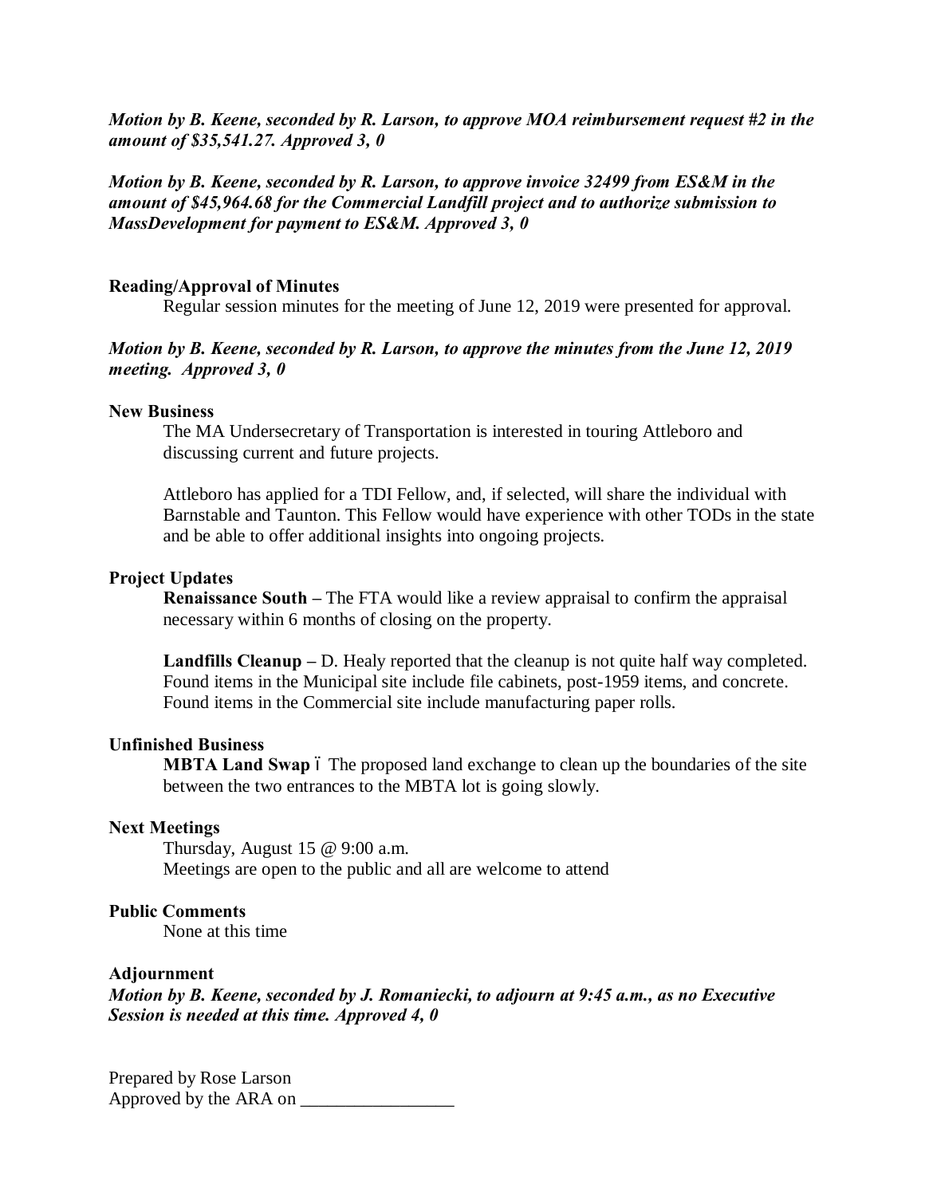***Motion by B. Keene, seconded by R. Larson, to approve MOA reimbursement request #2 in the amount of $35,541.27. Approved 3, 0***

***Motion by B. Keene, seconded by R. Larson, to approve invoice 32499 from ES&M in the amount of $45,964.68 for the Commercial Landfill project and to authorize submission to MassDevelopment for payment to ES&M. Approved 3, 0***

**Reading/Approval of Minutes**

Regular session minutes for the meeting of June 12, 2019 were presented for approval.

***Motion by B. Keene, seconded by R. Larson, to approve the minutes from the June 12, 2019 meeting. Approved 3, 0***

**New Business**

The MA Undersecretary of Transportation is interested in touring Attleboro and discussing current and future projects.

Attleboro has applied for a TDI Fellow, and, if selected, will share the individual with Barnstable and Taunton. This Fellow would have experience with other TODs in the state and be able to offer additional insights into ongoing projects.

**Project Updates**

**Renaissance South –** The FTA would like a review appraisal to confirm the appraisal necessary within 6 months of closing on the property.

**Landfills Cleanup –** D. Healy reported that the cleanup is not quite half way completed. Found items in the Municipal site include file cabinets, post-1959 items, and concrete. Found items in the Commercial site include manufacturing paper rolls.

**Unfinished Business**

**MBTA Land Swap –** The proposed land exchange to clean up the boundaries of the site between the two entrances to the MBTA lot is going slowly.

**Next Meetings**

Thursday, August 15 @ 9:00 a.m.
Meetings are open to the public and all are welcome to attend

**Public Comments**

None at this time

**Adjournment**

***Motion by B. Keene, seconded by J. Romaniecki, to adjourn at 9:45 a.m., as no Executive Session is needed at this time. Approved 4, 0***

Prepared by Rose Larson
Approved by the ARA on _________________